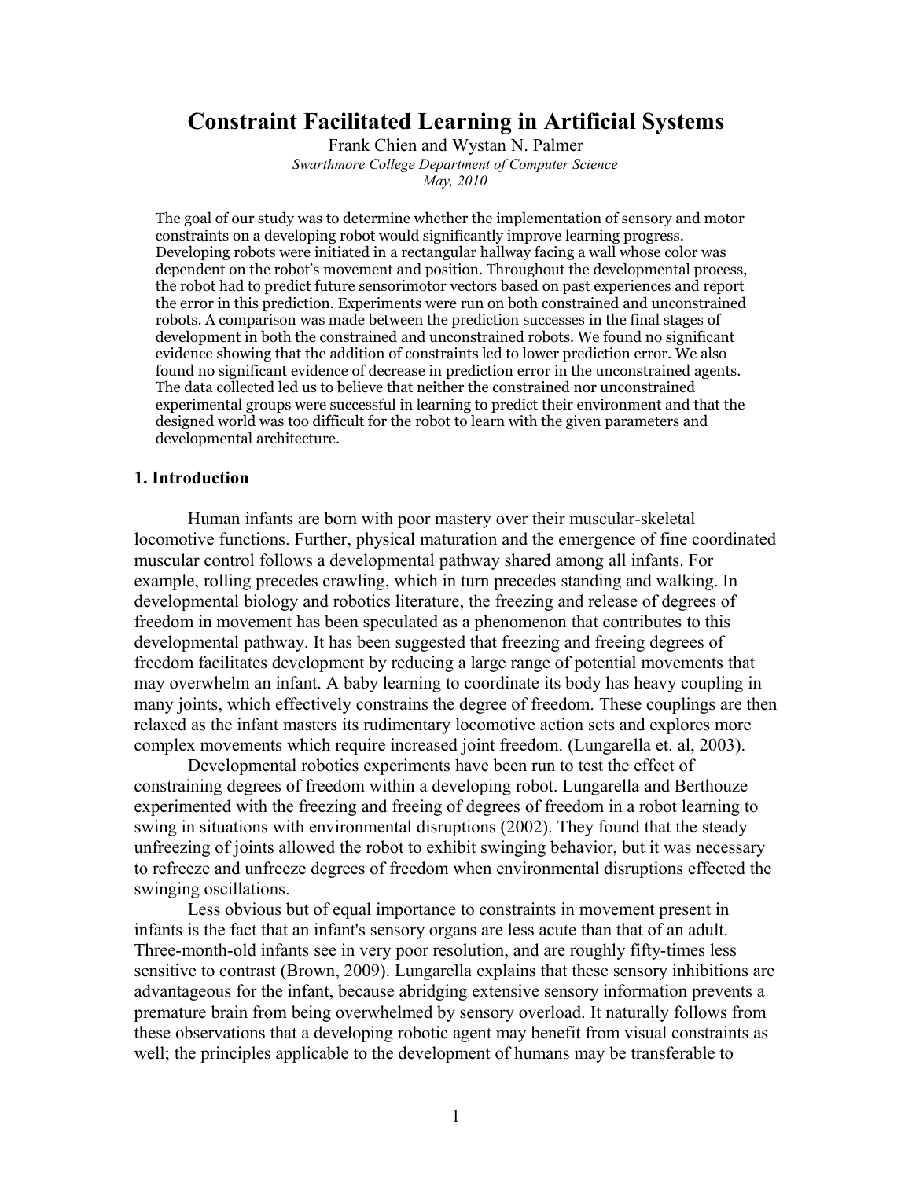# Constraint Facilitated Learning in Artificial Systems

Frank Chien and Wystan N. Palmer

*Swarthmore College Department of Computer Science*

*May, 2010*

The goal of our study was to determine whether the implementation of sensory and motor constraints on a developing robot would significantly improve learning progress. Developing robots were initiated in a rectangular hallway facing a wall whose color was dependent on the robot's movement and position. Throughout the developmental process, the robot had to predict future sensorimotor vectors based on past experiences and report the error in this prediction. Experiments were run on both constrained and unconstrained robots. A comparison was made between the prediction successes in the final stages of development in both the constrained and unconstrained robots. We found no significant evidence showing that the addition of constraints led to lower prediction error. We also found no significant evidence of decrease in prediction error in the unconstrained agents. The data collected led us to believe that neither the constrained nor unconstrained experimental groups were successful in learning to predict their environment and that the designed world was too difficult for the robot to learn with the given parameters and developmental architecture.

## 1. Introduction

Human infants are born with poor mastery over their muscular-skeletal locomotive functions. Further, physical maturation and the emergence of fine coordinated muscular control follows a developmental pathway shared among all infants. For example, rolling precedes crawling, which in turn precedes standing and walking. In developmental biology and robotics literature, the freezing and release of degrees of freedom in movement has been speculated as a phenomenon that contributes to this developmental pathway. It has been suggested that freezing and freeing degrees of freedom facilitates development by reducing a large range of potential movements that may overwhelm an infant. A baby learning to coordinate its body has heavy coupling in many joints, which effectively constrains the degree of freedom. These couplings are then relaxed as the infant masters its rudimentary locomotive action sets and explores more complex movements which require increased joint freedom. (Lungarella et. al, 2003).

Developmental robotics experiments have been run to test the effect of constraining degrees of freedom within a developing robot. Lungarella and Berthouze experimented with the freezing and freeing of degrees of freedom in a robot learning to swing in situations with environmental disruptions (2002). They found that the steady unfreezing of joints allowed the robot to exhibit swinging behavior, but it was necessary to refreeze and unfreeze degrees of freedom when environmental disruptions effected the swinging oscillations.

Less obvious but of equal importance to constraints in movement present in infants is the fact that an infant's sensory organs are less acute than that of an adult. Three-month-old infants see in very poor resolution, and are roughly fifty-times less sensitive to contrast (Brown, 2009). Lungarella explains that these sensory inhibitions are advantageous for the infant, because abridging extensive sensory information prevents a premature brain from being overwhelmed by sensory overload. It naturally follows from these observations that a developing robotic agent may benefit from visual constraints as well; the principles applicable to the development of humans may be transferable to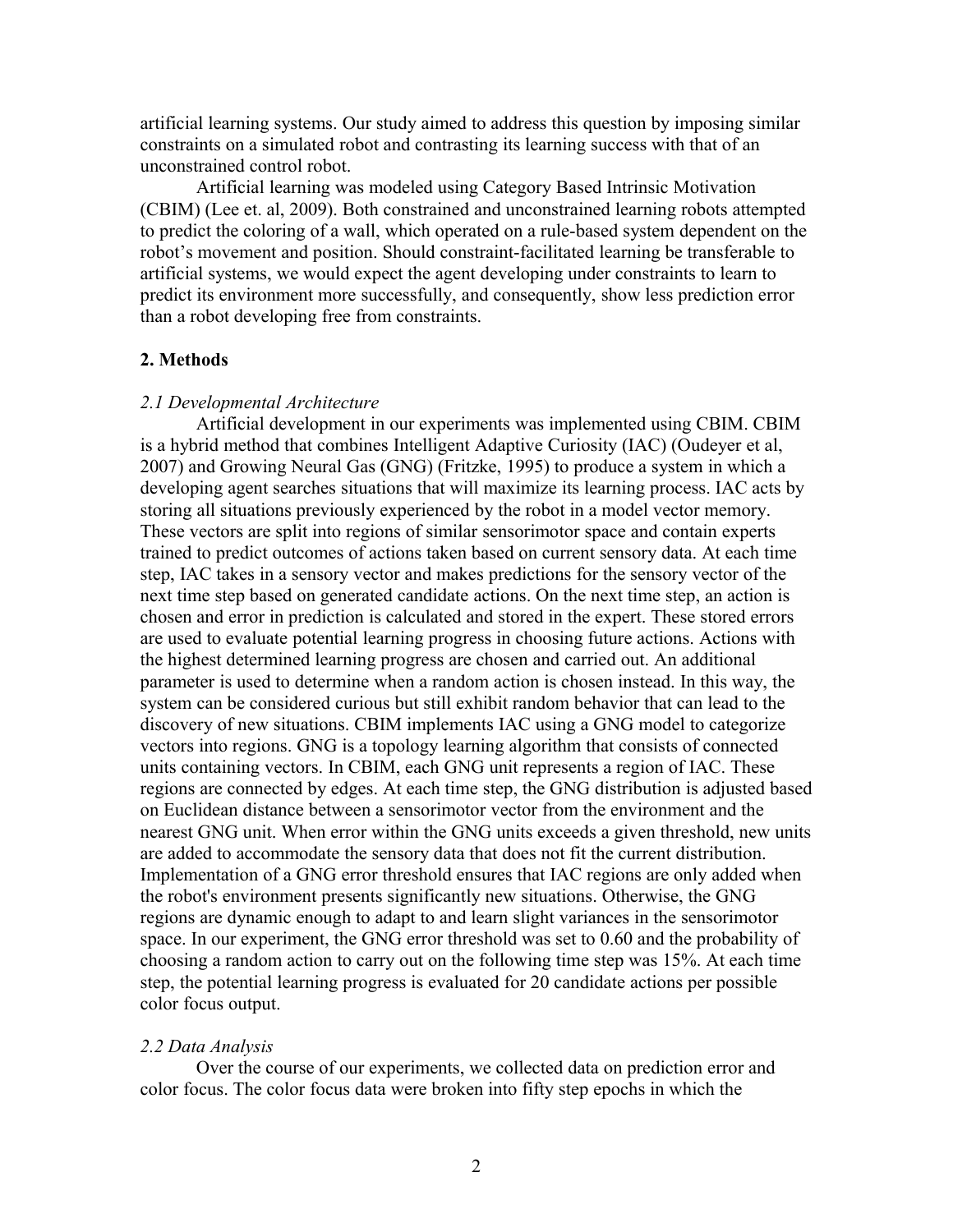artificial learning systems. Our study aimed to address this question by imposing similar constraints on a simulated robot and contrasting its learning success with that of an unconstrained control robot.

Artificial learning was modeled using Category Based Intrinsic Motivation (CBIM) (Lee et. al, 2009). Both constrained and unconstrained learning robots attempted to predict the coloring of a wall, which operated on a rule-based system dependent on the robot's movement and position. Should constraint-facilitated learning be transferable to artificial systems, we would expect the agent developing under constraints to learn to predict its environment more successfully, and consequently, show less prediction error than a robot developing free from constraints.

## 2. Methods

### *2.1 Developmental Architecture*

Artificial development in our experiments was implemented using CBIM. CBIM is a hybrid method that combines Intelligent Adaptive Curiosity (IAC) (Oudeyer et al, 2007) and Growing Neural Gas (GNG) (Fritzke, 1995) to produce a system in which a developing agent searches situations that will maximize its learning process. IAC acts by storing all situations previously experienced by the robot in a model vector memory. These vectors are split into regions of similar sensorimotor space and contain experts trained to predict outcomes of actions taken based on current sensory data. At each time step, IAC takes in a sensory vector and makes predictions for the sensory vector of the next time step based on generated candidate actions. On the next time step, an action is chosen and error in prediction is calculated and stored in the expert. These stored errors are used to evaluate potential learning progress in choosing future actions. Actions with the highest determined learning progress are chosen and carried out. An additional parameter is used to determine when a random action is chosen instead. In this way, the system can be considered curious but still exhibit random behavior that can lead to the discovery of new situations. CBIM implements IAC using a GNG model to categorize vectors into regions. GNG is a topology learning algorithm that consists of connected units containing vectors. In CBIM, each GNG unit represents a region of IAC. These regions are connected by edges. At each time step, the GNG distribution is adjusted based on Euclidean distance between a sensorimotor vector from the environment and the nearest GNG unit. When error within the GNG units exceeds a given threshold, new units are added to accommodate the sensory data that does not fit the current distribution. Implementation of a GNG error threshold ensures that IAC regions are only added when the robot's environment presents significantly new situations. Otherwise, the GNG regions are dynamic enough to adapt to and learn slight variances in the sensorimotor space. In our experiment, the GNG error threshold was set to 0.60 and the probability of choosing a random action to carry out on the following time step was 15%. At each time step, the potential learning progress is evaluated for 20 candidate actions per possible color focus output.

### *2.2 Data Analysis*

Over the course of our experiments, we collected data on prediction error and color focus. The color focus data were broken into fifty step epochs in which the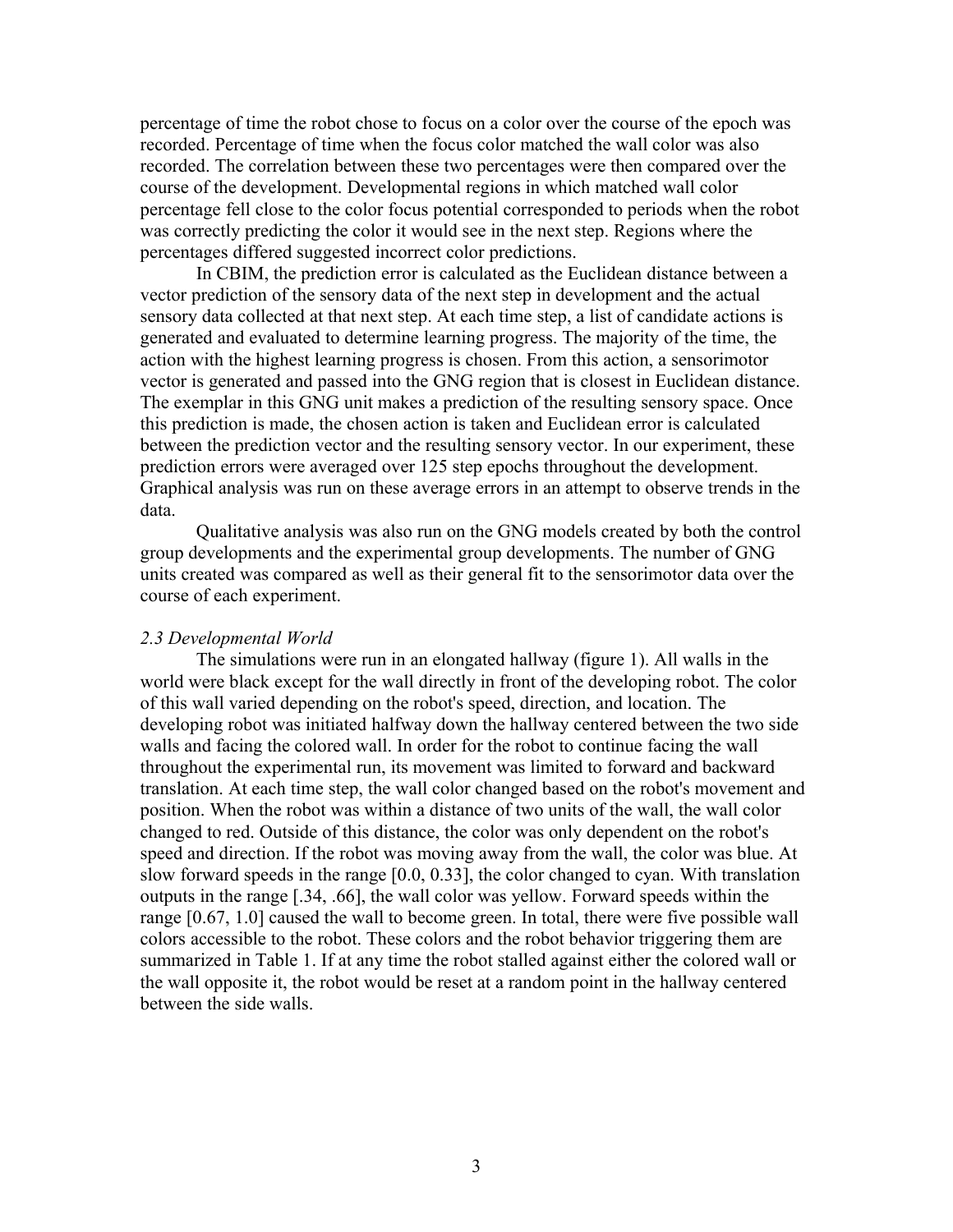percentage of time the robot chose to focus on a color over the course of the epoch was recorded. Percentage of time when the focus color matched the wall color was also recorded. The correlation between these two percentages were then compared over the course of the development. Developmental regions in which matched wall color percentage fell close to the color focus potential corresponded to periods when the robot was correctly predicting the color it would see in the next step. Regions where the percentages differed suggested incorrect color predictions.

In CBIM, the prediction error is calculated as the Euclidean distance between a vector prediction of the sensory data of the next step in development and the actual sensory data collected at that next step. At each time step, a list of candidate actions is generated and evaluated to determine learning progress. The majority of the time, the action with the highest learning progress is chosen. From this action, a sensorimotor vector is generated and passed into the GNG region that is closest in Euclidean distance. The exemplar in this GNG unit makes a prediction of the resulting sensory space. Once this prediction is made, the chosen action is taken and Euclidean error is calculated between the prediction vector and the resulting sensory vector. In our experiment, these prediction errors were averaged over 125 step epochs throughout the development. Graphical analysis was run on these average errors in an attempt to observe trends in the data.

Qualitative analysis was also run on the GNG models created by both the control group developments and the experimental group developments. The number of GNG units created was compared as well as their general fit to the sensorimotor data over the course of each experiment.

### *2.3 Developmental World*

The simulations were run in an elongated hallway (figure 1). All walls in the world were black except for the wall directly in front of the developing robot. The color of this wall varied depending on the robot's speed, direction, and location. The developing robot was initiated halfway down the hallway centered between the two side walls and facing the colored wall. In order for the robot to continue facing the wall throughout the experimental run, its movement was limited to forward and backward translation. At each time step, the wall color changed based on the robot's movement and position. When the robot was within a distance of two units of the wall, the wall color changed to red. Outside of this distance, the color was only dependent on the robot's speed and direction. If the robot was moving away from the wall, the color was blue. At slow forward speeds in the range [0.0, 0.33], the color changed to cyan. With translation outputs in the range [.34, .66], the wall color was yellow. Forward speeds within the range [0.67, 1.0] caused the wall to become green. In total, there were five possible wall colors accessible to the robot. These colors and the robot behavior triggering them are summarized in Table 1. If at any time the robot stalled against either the colored wall or the wall opposite it, the robot would be reset at a random point in the hallway centered between the side walls.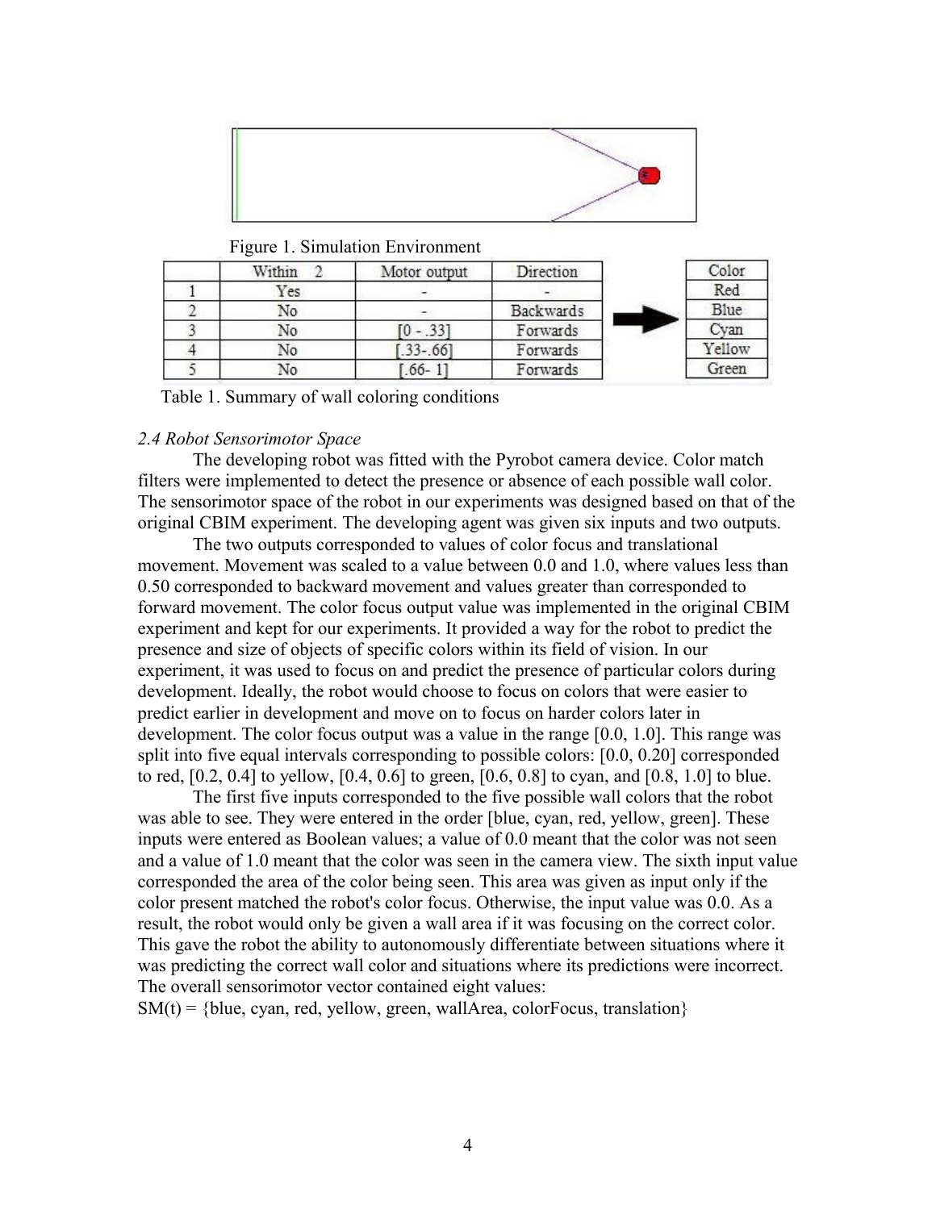Figure 1. Simulation Environment

|  | Within 2 | Motor output | Direction | Color |
|---|---|---|---|---|
| 1 | Yes | - | - | Red |
| 2 | No | - | Backwards | Blue |
| 3 | No | [0 - .33] | Forwards | Cyan |
| 4 | No | [.33-.66] | Forwards | Yellow |
| 5 | No | [.66- 1] | Forwards | Green |

Table 1. Summary of wall coloring conditions

*2.4 Robot Sensorimotor Space*

The developing robot was fitted with the Pyrobot camera device. Color match filters were implemented to detect the presence or absence of each possible wall color. The sensorimotor space of the robot in our experiments was designed based on that of the original CBIM experiment. The developing agent was given six inputs and two outputs.

The two outputs corresponded to values of color focus and translational movement. Movement was scaled to a value between 0.0 and 1.0, where values less than 0.50 corresponded to backward movement and values greater than corresponded to forward movement. The color focus output value was implemented in the original CBIM experiment and kept for our experiments. It provided a way for the robot to predict the presence and size of objects of specific colors within its field of vision. In our experiment, it was used to focus on and predict the presence of particular colors during development. Ideally, the robot would choose to focus on colors that were easier to predict earlier in development and move on to focus on harder colors later in development. The color focus output was a value in the range [0.0, 1.0]. This range was split into five equal intervals corresponding to possible colors: [0.0, 0.20] corresponded to red, [0.2, 0.4] to yellow, [0.4, 0.6] to green, [0.6, 0.8] to cyan, and [0.8, 1.0] to blue.

The first five inputs corresponded to the five possible wall colors that the robot was able to see. They were entered in the order [blue, cyan, red, yellow, green]. These inputs were entered as Boolean values; a value of 0.0 meant that the color was not seen and a value of 1.0 meant that the color was seen in the camera view. The sixth input value corresponded the area of the color being seen. This area was given as input only if the color present matched the robot's color focus. Otherwise, the input value was 0.0. As a result, the robot would only be given a wall area if it was focusing on the correct color. This gave the robot the ability to autonomously differentiate between situations where it was predicting the correct wall color and situations where its predictions were incorrect. The overall sensorimotor vector contained eight values:

$SM(t)$ = {blue, cyan, red, yellow, green, wallArea, colorFocus, translation}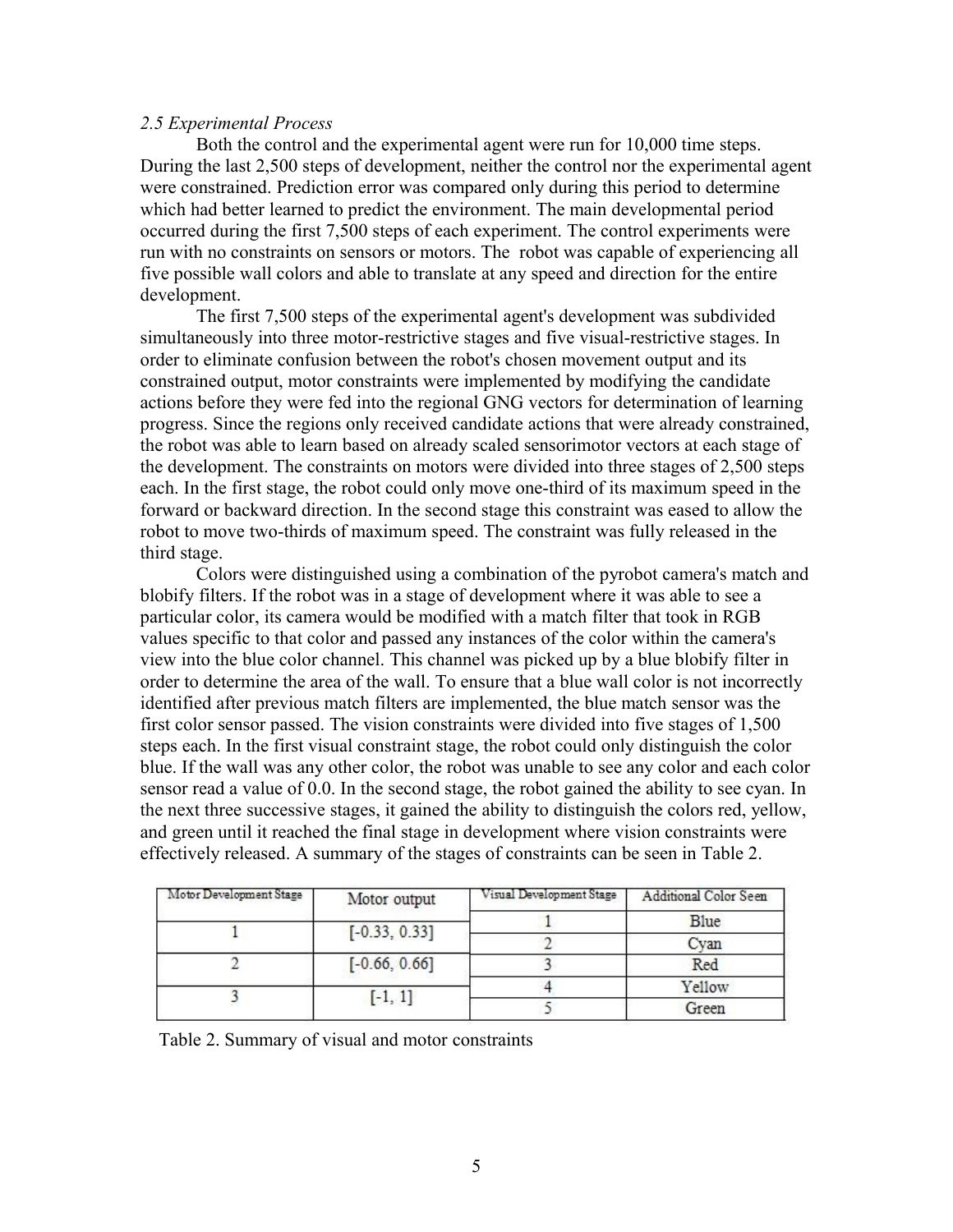*2.5 Experimental Process*

Both the control and the experimental agent were run for 10,000 time steps. During the last 2,500 steps of development, neither the control nor the experimental agent were constrained. Prediction error was compared only during this period to determine which had better learned to predict the environment. The main developmental period occurred during the first 7,500 steps of each experiment. The control experiments were run with no constraints on sensors or motors. The robot was capable of experiencing all five possible wall colors and able to translate at any speed and direction for the entire development.

The first 7,500 steps of the experimental agent's development was subdivided simultaneously into three motor-restrictive stages and five visual-restrictive stages. In order to eliminate confusion between the robot's chosen movement output and its constrained output, motor constraints were implemented by modifying the candidate actions before they were fed into the regional GNG vectors for determination of learning progress. Since the regions only received candidate actions that were already constrained, the robot was able to learn based on already scaled sensorimotor vectors at each stage of the development. The constraints on motors were divided into three stages of 2,500 steps each. In the first stage, the robot could only move one-third of its maximum speed in the forward or backward direction. In the second stage this constraint was eased to allow the robot to move two-thirds of maximum speed. The constraint was fully released in the third stage.

Colors were distinguished using a combination of the pyrobot camera's match and blobify filters. If the robot was in a stage of development where it was able to see a particular color, its camera would be modified with a match filter that took in RGB values specific to that color and passed any instances of the color within the camera's view into the blue color channel. This channel was picked up by a blue blobify filter in order to determine the area of the wall. To ensure that a blue wall color is not incorrectly identified after previous match filters are implemented, the blue match sensor was the first color sensor passed. The vision constraints were divided into five stages of 1,500 steps each. In the first visual constraint stage, the robot could only distinguish the color blue. If the wall was any other color, the robot was unable to see any color and each color sensor read a value of 0.0. In the second stage, the robot gained the ability to see cyan. In the next three successive stages, it gained the ability to distinguish the colors red, yellow, and green until it reached the final stage in development where vision constraints were effectively released. A summary of the stages of constraints can be seen in Table 2.

| Motor Development Stage | Motor output | Visual Development Stage | Additional Color Seen |
|---|---|---|---|
| 1 | [-0.33, 0.33] | 1 | Blue |
| | | 2 | Cyan |
| 2 | [-0.66, 0.66] | 3 | Red |
| 3 | [-1, 1] | 4 | Yellow |
| | | 5 | Green |

Table 2. Summary of visual and motor constraints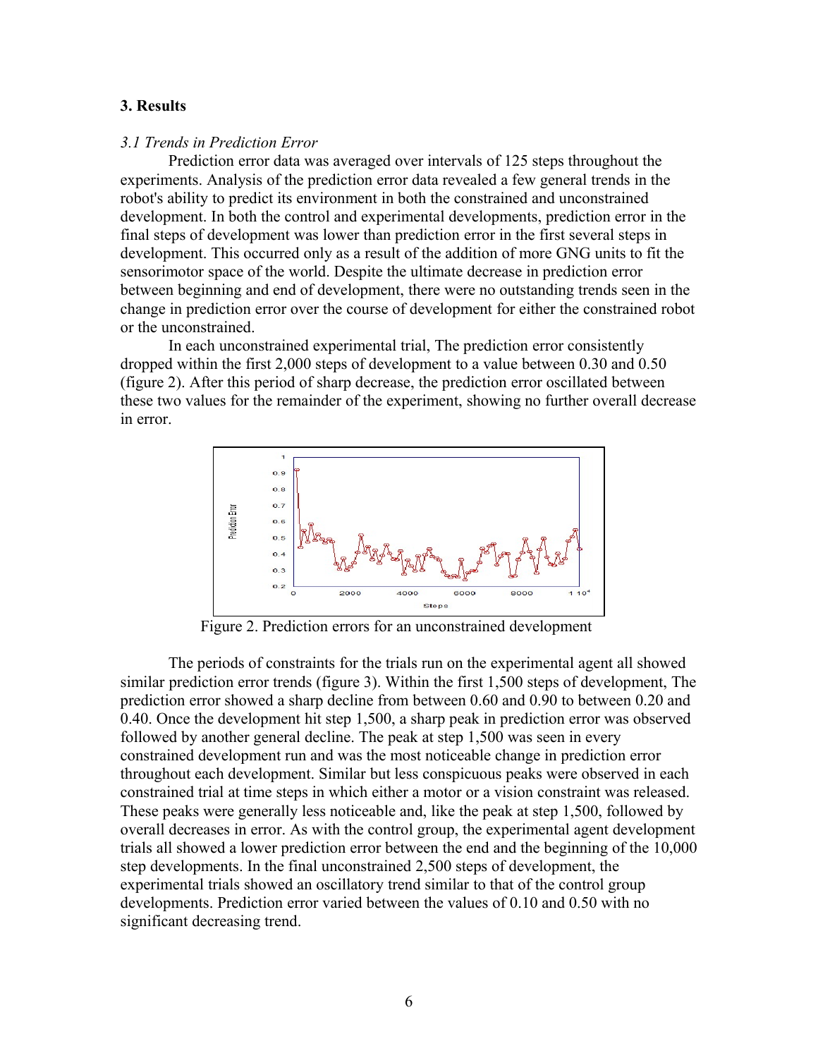## 3. Results

*3.1 Trends in Prediction Error*

Prediction error data was averaged over intervals of 125 steps throughout the experiments. Analysis of the prediction error data revealed a few general trends in the robot's ability to predict its environment in both the constrained and unconstrained development. In both the control and experimental developments, prediction error in the final steps of development was lower than prediction error in the first several steps in development. This occurred only as a result of the addition of more GNG units to fit the sensorimotor space of the world. Despite the ultimate decrease in prediction error between beginning and end of development, there were no outstanding trends seen in the change in prediction error over the course of development for either the constrained robot or the unconstrained.

In each unconstrained experimental trial, The prediction error consistently dropped within the first 2,000 steps of development to a value between 0.30 and 0.50 (figure 2). After this period of sharp decrease, the prediction error oscillated between these two values for the remainder of the experiment, showing no further overall decrease in error.

Figure 2. Prediction errors for an unconstrained development

The periods of constraints for the trials run on the experimental agent all showed similar prediction error trends (figure 3). Within the first 1,500 steps of development, The prediction error showed a sharp decline from between 0.60 and 0.90 to between 0.20 and 0.40. Once the development hit step 1,500, a sharp peak in prediction error was observed followed by another general decline. The peak at step 1,500 was seen in every constrained development run and was the most noticeable change in prediction error throughout each development. Similar but less conspicuous peaks were observed in each constrained trial at time steps in which either a motor or a vision constraint was released. These peaks were generally less noticeable and, like the peak at step 1,500, followed by overall decreases in error. As with the control group, the experimental agent development trials all showed a lower prediction error between the end and the beginning of the 10,000 step developments. In the final unconstrained 2,500 steps of development, the experimental trials showed an oscillatory trend similar to that of the control group developments. Prediction error varied between the values of 0.10 and 0.50 with no significant decreasing trend.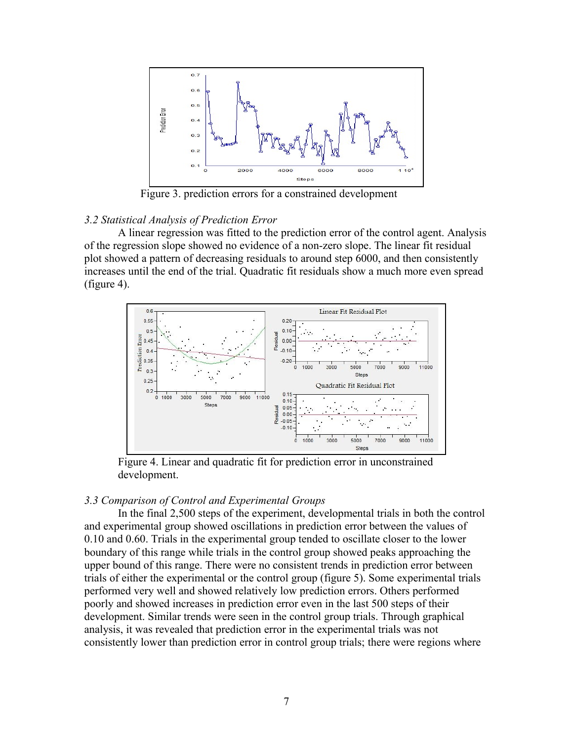Figure 3. prediction errors for a constrained development

### *3.2 Statistical Analysis of Prediction Error*

A linear regression was fitted to the prediction error of the control agent. Analysis of the regression slope showed no evidence of a non-zero slope. The linear fit residual plot showed a pattern of decreasing residuals to around step 6000, and then consistently increases until the end of the trial. Quadratic fit residuals show a much more even spread (figure 4).

Figure 4. Linear and quadratic fit for prediction error in unconstrained development.

### *3.3 Comparison of Control and Experimental Groups*

In the final 2,500 steps of the experiment, developmental trials in both the control and experimental group showed oscillations in prediction error between the values of 0.10 and 0.60. Trials in the experimental group tended to oscillate closer to the lower boundary of this range while trials in the control group showed peaks approaching the upper bound of this range. There were no consistent trends in prediction error between trials of either the experimental or the control group (figure 5). Some experimental trials performed very well and showed relatively low prediction errors. Others performed poorly and showed increases in prediction error even in the last 500 steps of their development. Similar trends were seen in the control group trials. Through graphical analysis, it was revealed that prediction error in the experimental trials was not consistently lower than prediction error in control group trials; there were regions where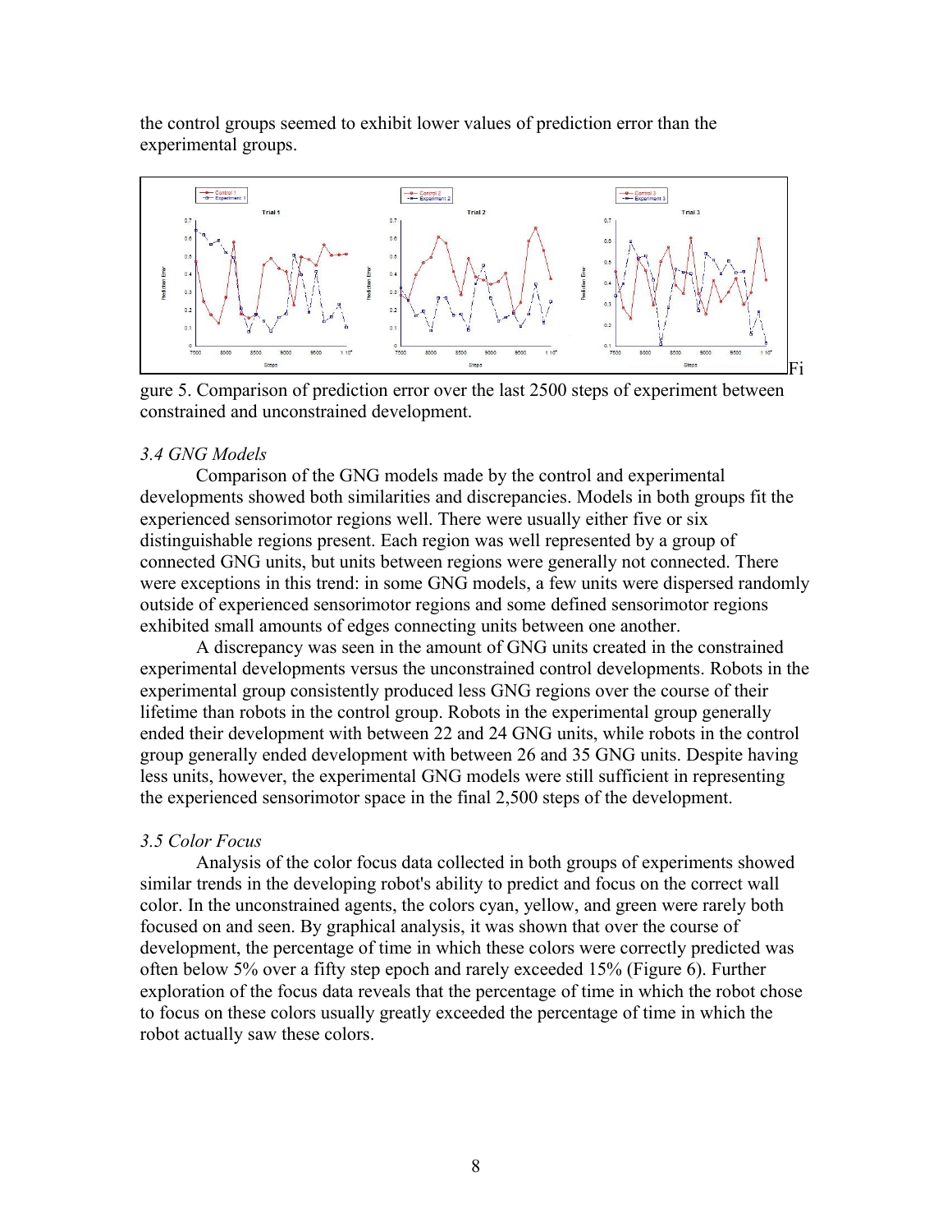the control groups seemed to exhibit lower values of prediction error than the experimental groups.

Figure 5. Comparison of prediction error over the last 2500 steps of experiment between constrained and unconstrained development.

*3.4 GNG Models*

Comparison of the GNG models made by the control and experimental developments showed both similarities and discrepancies. Models in both groups fit the experienced sensorimotor regions well. There were usually either five or six distinguishable regions present. Each region was well represented by a group of connected GNG units, but units between regions were generally not connected. There were exceptions in this trend: in some GNG models, a few units were dispersed randomly outside of experienced sensorimotor regions and some defined sensorimotor regions exhibited small amounts of edges connecting units between one another.

A discrepancy was seen in the amount of GNG units created in the constrained experimental developments versus the unconstrained control developments. Robots in the experimental group consistently produced less GNG regions over the course of their lifetime than robots in the control group. Robots in the experimental group generally ended their development with between 22 and 24 GNG units, while robots in the control group generally ended development with between 26 and 35 GNG units. Despite having less units, however, the experimental GNG models were still sufficient in representing the experienced sensorimotor space in the final 2,500 steps of the development.

*3.5 Color Focus*

Analysis of the color focus data collected in both groups of experiments showed similar trends in the developing robot's ability to predict and focus on the correct wall color. In the unconstrained agents, the colors cyan, yellow, and green were rarely both focused on and seen. By graphical analysis, it was shown that over the course of development, the percentage of time in which these colors were correctly predicted was often below 5% over a fifty step epoch and rarely exceeded 15% (Figure 6). Further exploration of the focus data reveals that the percentage of time in which the robot chose to focus on these colors usually greatly exceeded the percentage of time in which the robot actually saw these colors.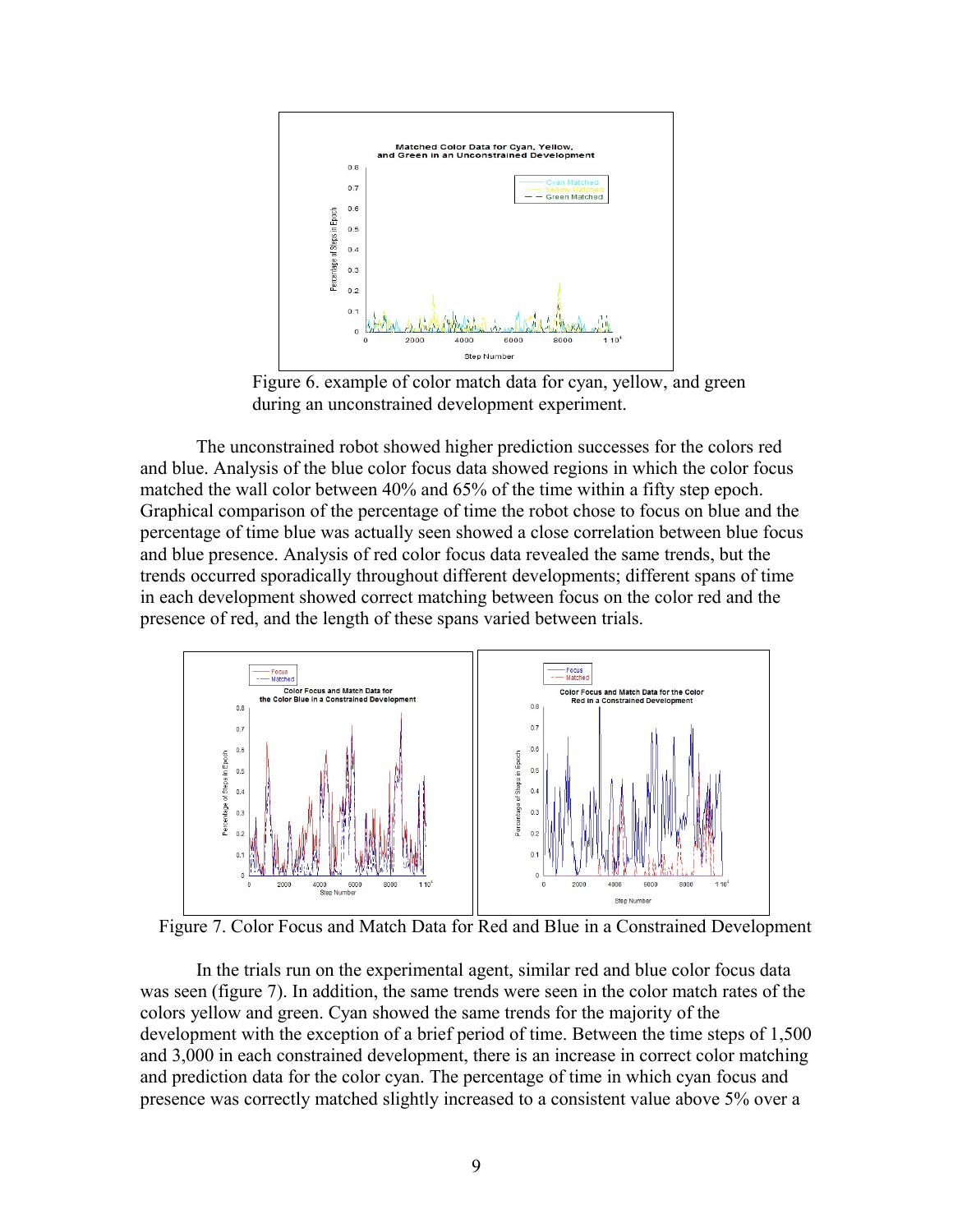Figure 6. example of color match data for cyan, yellow, and green during an unconstrained development experiment.

The unconstrained robot showed higher prediction successes for the colors red and blue. Analysis of the blue color focus data showed regions in which the color focus matched the wall color between 40% and 65% of the time within a fifty step epoch. Graphical comparison of the percentage of time the robot chose to focus on blue and the percentage of time blue was actually seen showed a close correlation between blue focus and blue presence. Analysis of red color focus data revealed the same trends, but the trends occurred sporadically throughout different developments; different spans of time in each development showed correct matching between focus on the color red and the presence of red, and the length of these spans varied between trials.

Figure 7. Color Focus and Match Data for Red and Blue in a Constrained Development

In the trials run on the experimental agent, similar red and blue color focus data was seen (figure 7). In addition, the same trends were seen in the color match rates of the colors yellow and green. Cyan showed the same trends for the majority of the development with the exception of a brief period of time. Between the time steps of 1,500 and 3,000 in each constrained development, there is an increase in correct color matching and prediction data for the color cyan. The percentage of time in which cyan focus and presence was correctly matched slightly increased to a consistent value above 5% over a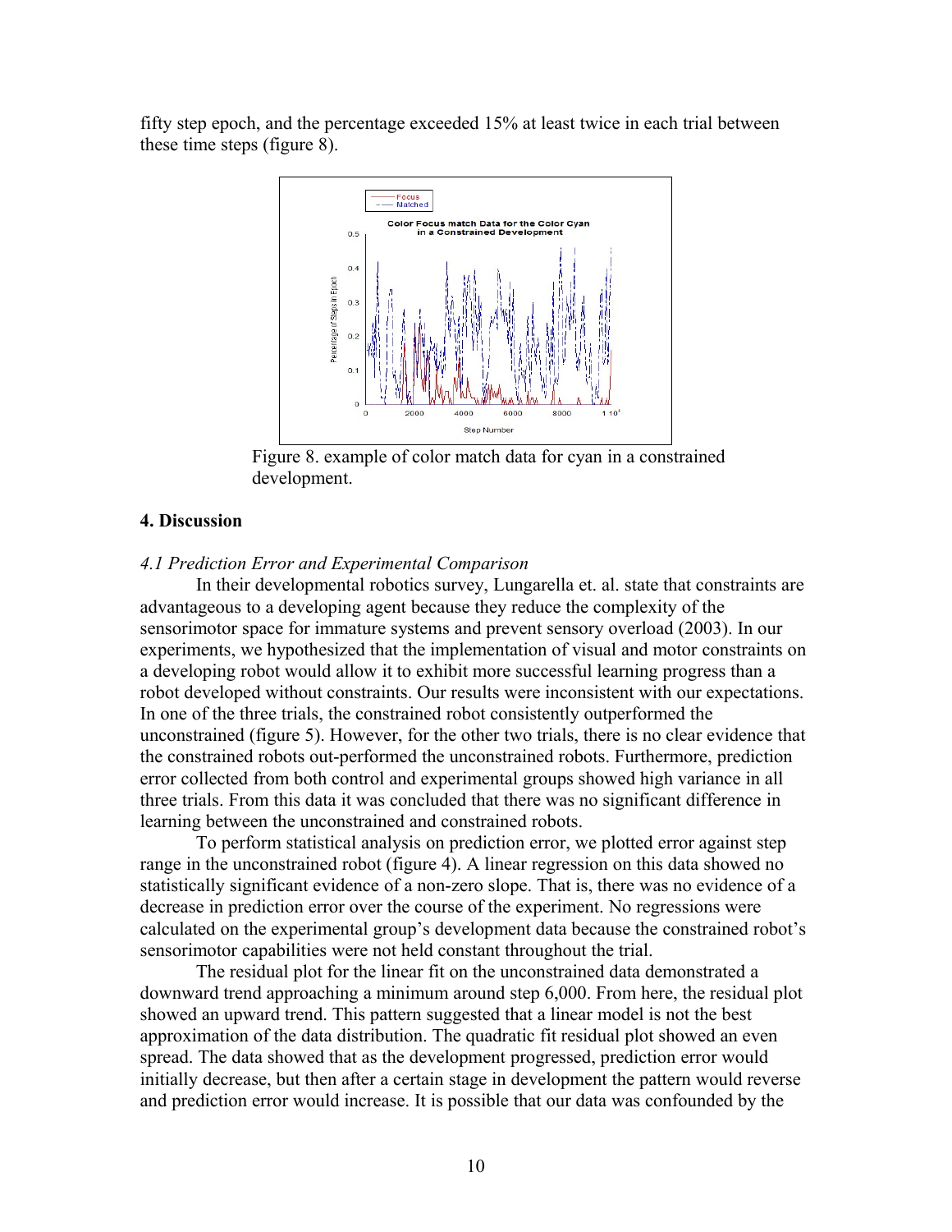fifty step epoch, and the percentage exceeded 15% at least twice in each trial between these time steps (figure 8).

Figure 8. example of color match data for cyan in a constrained development.

## 4. Discussion

### *4.1 Prediction Error and Experimental Comparison*

In their developmental robotics survey, Lungarella et. al. state that constraints are advantageous to a developing agent because they reduce the complexity of the sensorimotor space for immature systems and prevent sensory overload (2003). In our experiments, we hypothesized that the implementation of visual and motor constraints on a developing robot would allow it to exhibit more successful learning progress than a robot developed without constraints. Our results were inconsistent with our expectations. In one of the three trials, the constrained robot consistently outperformed the unconstrained (figure 5). However, for the other two trials, there is no clear evidence that the constrained robots out-performed the unconstrained robots. Furthermore, prediction error collected from both control and experimental groups showed high variance in all three trials. From this data it was concluded that there was no significant difference in learning between the unconstrained and constrained robots.

To perform statistical analysis on prediction error, we plotted error against step range in the unconstrained robot (figure 4). A linear regression on this data showed no statistically significant evidence of a non-zero slope. That is, there was no evidence of a decrease in prediction error over the course of the experiment. No regressions were calculated on the experimental group's development data because the constrained robot's sensorimotor capabilities were not held constant throughout the trial.

The residual plot for the linear fit on the unconstrained data demonstrated a downward trend approaching a minimum around step 6,000. From here, the residual plot showed an upward trend. This pattern suggested that a linear model is not the best approximation of the data distribution. The quadratic fit residual plot showed an even spread. The data showed that as the development progressed, prediction error would initially decrease, but then after a certain stage in development the pattern would reverse and prediction error would increase. It is possible that our data was confounded by the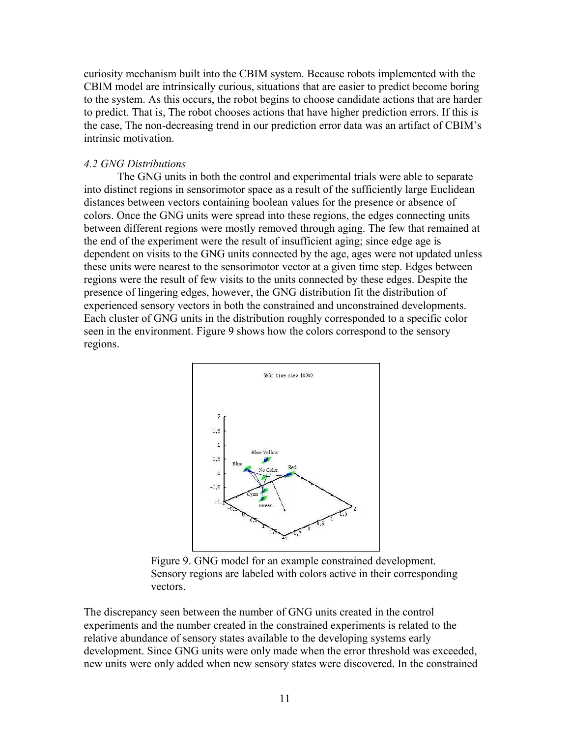curiosity mechanism built into the CBIM system. Because robots implemented with the CBIM model are intrinsically curious, situations that are easier to predict become boring to the system. As this occurs, the robot begins to choose candidate actions that are harder to predict. That is, The robot chooses actions that have higher prediction errors. If this is the case, The non-decreasing trend in our prediction error data was an artifact of CBIM's intrinsic motivation.

### *4.2 GNG Distributions*

The GNG units in both the control and experimental trials were able to separate into distinct regions in sensorimotor space as a result of the sufficiently large Euclidean distances between vectors containing boolean values for the presence or absence of colors. Once the GNG units were spread into these regions, the edges connecting units between different regions were mostly removed through aging. The few that remained at the end of the experiment were the result of insufficient aging; since edge age is dependent on visits to the GNG units connected by the age, ages were not updated unless these units were nearest to the sensorimotor vector at a given time step. Edges between regions were the result of few visits to the units connected by these edges. Despite the presence of lingering edges, however, the GNG distribution fit the distribution of experienced sensory vectors in both the constrained and unconstrained developments. Each cluster of GNG units in the distribution roughly corresponded to a specific color seen in the environment. Figure 9 shows how the colors correspond to the sensory regions.

Figure 9. GNG model for an example constrained development. Sensory regions are labeled with colors active in their corresponding vectors.

The discrepancy seen between the number of GNG units created in the control experiments and the number created in the constrained experiments is related to the relative abundance of sensory states available to the developing systems early development. Since GNG units were only made when the error threshold was exceeded, new units were only added when new sensory states were discovered. In the constrained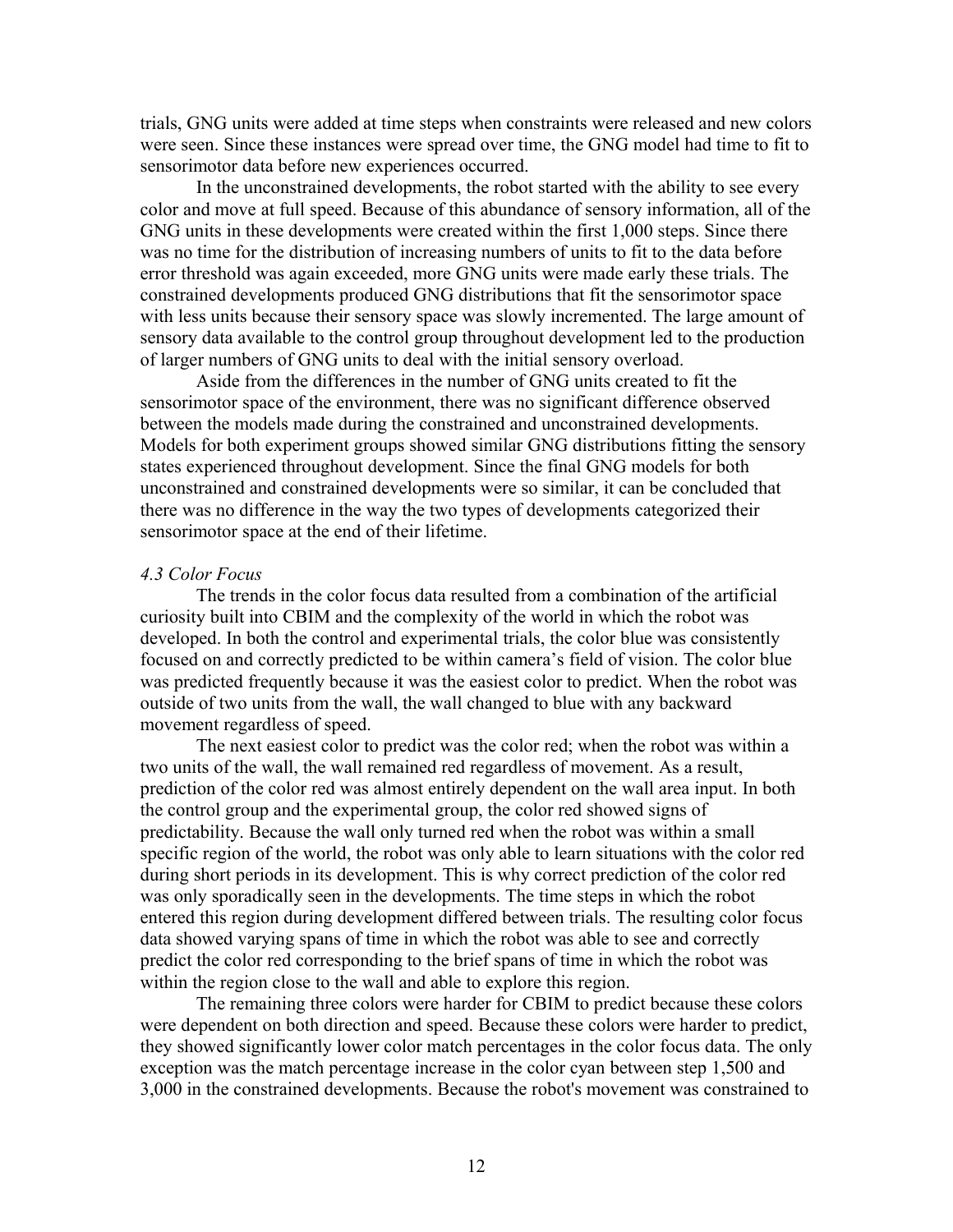trials, GNG units were added at time steps when constraints were released and new colors were seen. Since these instances were spread over time, the GNG model had time to fit to sensorimotor data before new experiences occurred.

In the unconstrained developments, the robot started with the ability to see every color and move at full speed. Because of this abundance of sensory information, all of the GNG units in these developments were created within the first 1,000 steps. Since there was no time for the distribution of increasing numbers of units to fit to the data before error threshold was again exceeded, more GNG units were made early these trials. The constrained developments produced GNG distributions that fit the sensorimotor space with less units because their sensory space was slowly incremented. The large amount of sensory data available to the control group throughout development led to the production of larger numbers of GNG units to deal with the initial sensory overload.

Aside from the differences in the number of GNG units created to fit the sensorimotor space of the environment, there was no significant difference observed between the models made during the constrained and unconstrained developments. Models for both experiment groups showed similar GNG distributions fitting the sensory states experienced throughout development. Since the final GNG models for both unconstrained and constrained developments were so similar, it can be concluded that there was no difference in the way the two types of developments categorized their sensorimotor space at the end of their lifetime.

*4.3 Color Focus*

The trends in the color focus data resulted from a combination of the artificial curiosity built into CBIM and the complexity of the world in which the robot was developed. In both the control and experimental trials, the color blue was consistently focused on and correctly predicted to be within camera's field of vision. The color blue was predicted frequently because it was the easiest color to predict. When the robot was outside of two units from the wall, the wall changed to blue with any backward movement regardless of speed.

The next easiest color to predict was the color red; when the robot was within a two units of the wall, the wall remained red regardless of movement. As a result, prediction of the color red was almost entirely dependent on the wall area input. In both the control group and the experimental group, the color red showed signs of predictability. Because the wall only turned red when the robot was within a small specific region of the world, the robot was only able to learn situations with the color red during short periods in its development. This is why correct prediction of the color red was only sporadically seen in the developments. The time steps in which the robot entered this region during development differed between trials. The resulting color focus data showed varying spans of time in which the robot was able to see and correctly predict the color red corresponding to the brief spans of time in which the robot was within the region close to the wall and able to explore this region.

The remaining three colors were harder for CBIM to predict because these colors were dependent on both direction and speed. Because these colors were harder to predict, they showed significantly lower color match percentages in the color focus data. The only exception was the match percentage increase in the color cyan between step 1,500 and 3,000 in the constrained developments. Because the robot's movement was constrained to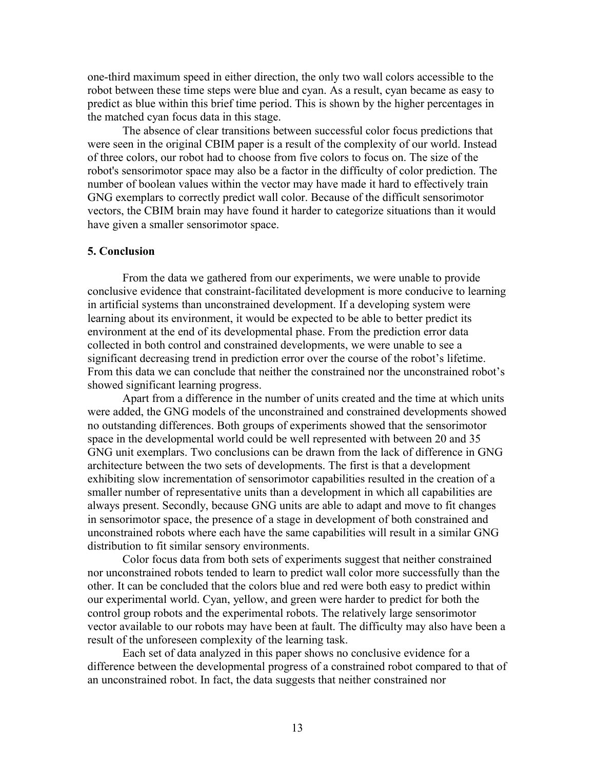one-third maximum speed in either direction, the only two wall colors accessible to the robot between these time steps were blue and cyan. As a result, cyan became as easy to predict as blue within this brief time period. This is shown by the higher percentages in the matched cyan focus data in this stage.

The absence of clear transitions between successful color focus predictions that were seen in the original CBIM paper is a result of the complexity of our world. Instead of three colors, our robot had to choose from five colors to focus on. The size of the robot's sensorimotor space may also be a factor in the difficulty of color prediction. The number of boolean values within the vector may have made it hard to effectively train GNG exemplars to correctly predict wall color. Because of the difficult sensorimotor vectors, the CBIM brain may have found it harder to categorize situations than it would have given a smaller sensorimotor space.

## 5. Conclusion

From the data we gathered from our experiments, we were unable to provide conclusive evidence that constraint-facilitated development is more conducive to learning in artificial systems than unconstrained development. If a developing system were learning about its environment, it would be expected to be able to better predict its environment at the end of its developmental phase. From the prediction error data collected in both control and constrained developments, we were unable to see a significant decreasing trend in prediction error over the course of the robot's lifetime. From this data we can conclude that neither the constrained nor the unconstrained robot's showed significant learning progress.

Apart from a difference in the number of units created and the time at which units were added, the GNG models of the unconstrained and constrained developments showed no outstanding differences. Both groups of experiments showed that the sensorimotor space in the developmental world could be well represented with between 20 and 35 GNG unit exemplars. Two conclusions can be drawn from the lack of difference in GNG architecture between the two sets of developments. The first is that a development exhibiting slow incrementation of sensorimotor capabilities resulted in the creation of a smaller number of representative units than a development in which all capabilities are always present. Secondly, because GNG units are able to adapt and move to fit changes in sensorimotor space, the presence of a stage in development of both constrained and unconstrained robots where each have the same capabilities will result in a similar GNG distribution to fit similar sensory environments.

Color focus data from both sets of experiments suggest that neither constrained nor unconstrained robots tended to learn to predict wall color more successfully than the other. It can be concluded that the colors blue and red were both easy to predict within our experimental world. Cyan, yellow, and green were harder to predict for both the control group robots and the experimental robots. The relatively large sensorimotor vector available to our robots may have been at fault. The difficulty may also have been a result of the unforeseen complexity of the learning task.

Each set of data analyzed in this paper shows no conclusive evidence for a difference between the developmental progress of a constrained robot compared to that of an unconstrained robot. In fact, the data suggests that neither constrained nor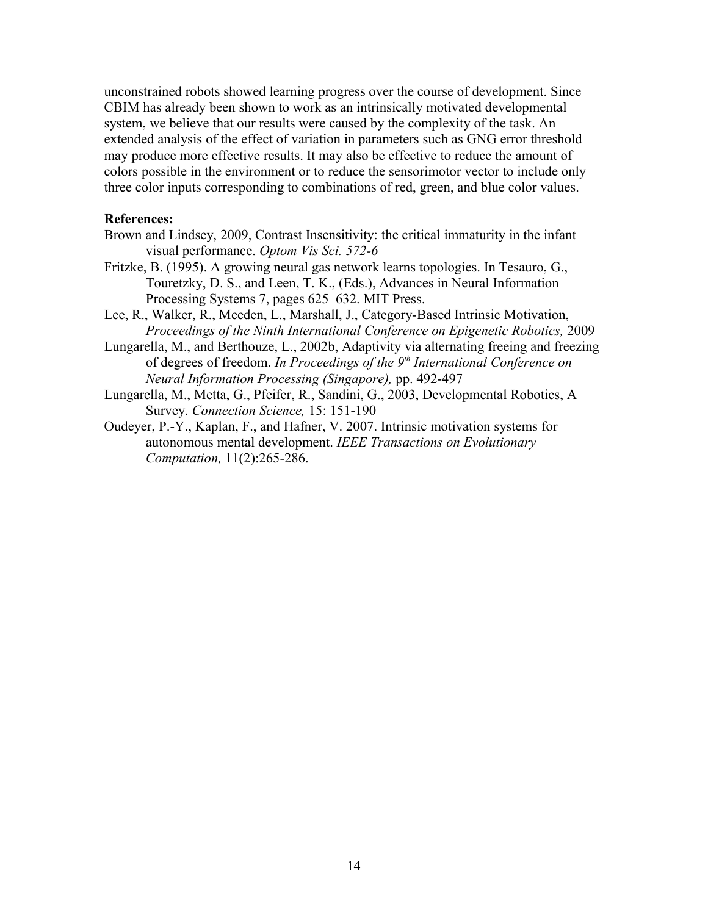unconstrained robots showed learning progress over the course of development. Since CBIM has already been shown to work as an intrinsically motivated developmental system, we believe that our results were caused by the complexity of the task. An extended analysis of the effect of variation in parameters such as GNG error threshold may produce more effective results. It may also be effective to reduce the amount of colors possible in the environment or to reduce the sensorimotor vector to include only three color inputs corresponding to combinations of red, green, and blue color values.

**References:**

Brown and Lindsey, 2009, Contrast Insensitivity: the critical immaturity in the infant visual performance. *Optom Vis Sci. 572-6*

Fritzke, B. (1995). A growing neural gas network learns topologies. In Tesauro, G., Touretzky, D. S., and Leen, T. K., (Eds.), Advances in Neural Information Processing Systems 7, pages 625–632. MIT Press.

Lee, R., Walker, R., Meeden, L., Marshall, J., Category-Based Intrinsic Motivation, *Proceedings of the Ninth International Conference on Epigenetic Robotics,* 2009

Lungarella, M., and Berthouze, L., 2002b, Adaptivity via alternating freeing and freezing of degrees of freedom. *In Proceedings of the 9th International Conference on Neural Information Processing (Singapore),* pp. 492-497

Lungarella, M., Metta, G., Pfeifer, R., Sandini, G., 2003, Developmental Robotics, A Survey. *Connection Science,* 15: 151-190

Oudeyer, P.-Y., Kaplan, F., and Hafner, V. 2007. Intrinsic motivation systems for autonomous mental development. *IEEE Transactions on Evolutionary Computation,* 11(2):265-286.